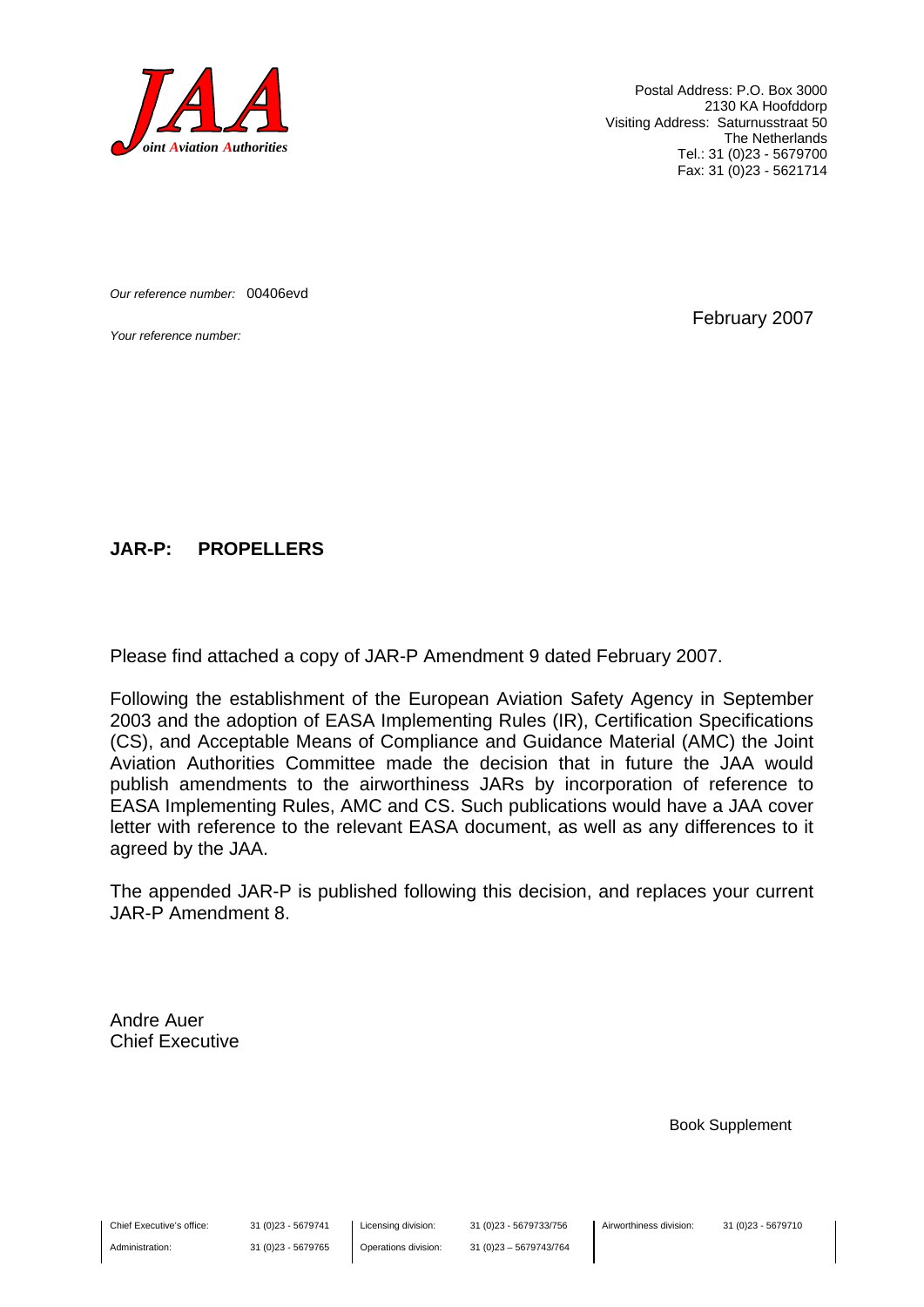JAA
Joint Aviation Authorities

Postal Address: P.O. Box 3000
2130 KA Hoofddorp
Visiting Address: Saturnusstraat 50
The Netherlands
Tel.: 31 (0)23 - 5679700
Fax: 31 (0)23 - 5621714

*Our reference number:* 00406evd

*Your reference number:*

February 2007

**JAR-P: PROPELLERS**

Please find attached a copy of JAR-P Amendment 9 dated February 2007.

Following the establishment of the European Aviation Safety Agency in September 2003 and the adoption of EASA Implementing Rules (IR), Certification Specifications (CS), and Acceptable Means of Compliance and Guidance Material (AMC) the Joint Aviation Authorities Committee made the decision that in future the JAA would publish amendments to the airworthiness JARs by incorporation of reference to EASA Implementing Rules, AMC and CS. Such publications would have a JAA cover letter with reference to the relevant EASA document, as well as any differences to it agreed by the JAA.

The appended JAR-P is published following this decision, and replaces your current JAR-P Amendment 8.

Andre Auer
Chief Executive

Book Supplement

| | | | | | |
|---|---|---|---|---|---|
| Chief Executive's office: | 31 (0)23 - 5679741 | Licensing division: | 31 (0)23 - 5679733/756 | Airworthiness division: | 31 (0)23 - 5679710 |
| Administration: | 31 (0)23 - 5679765 | Operations division: | 31 (0)23 – 5679743/764 | | |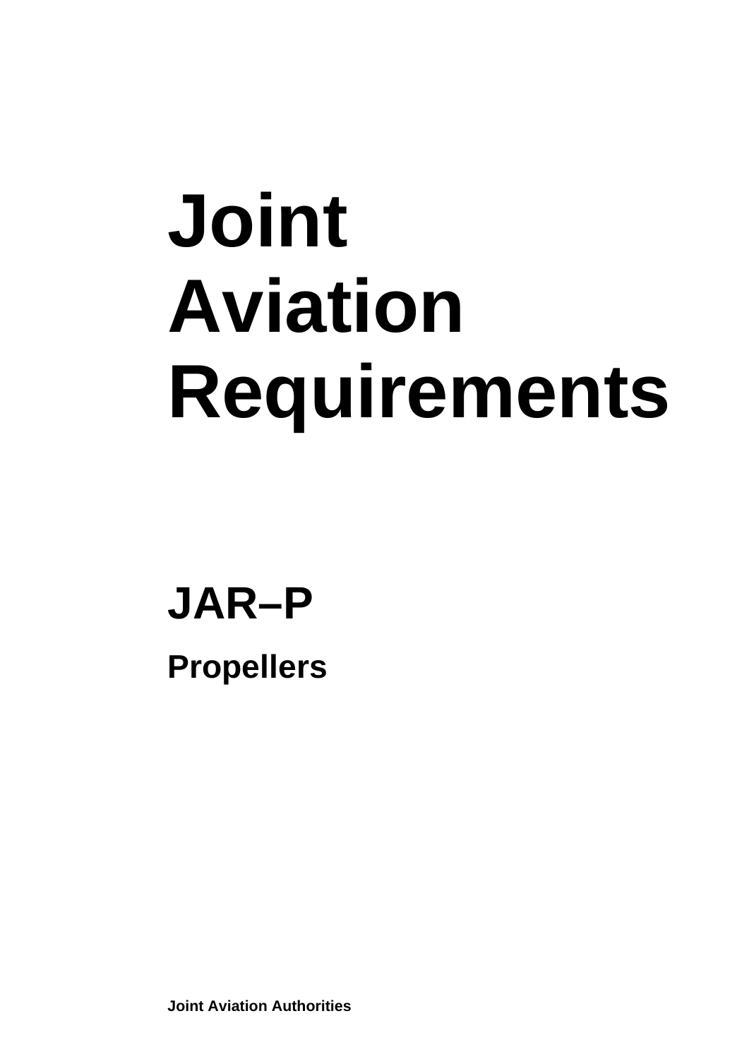# Joint Aviation Requirements

## JAR–P

### Propellers

**Joint Aviation Authorities**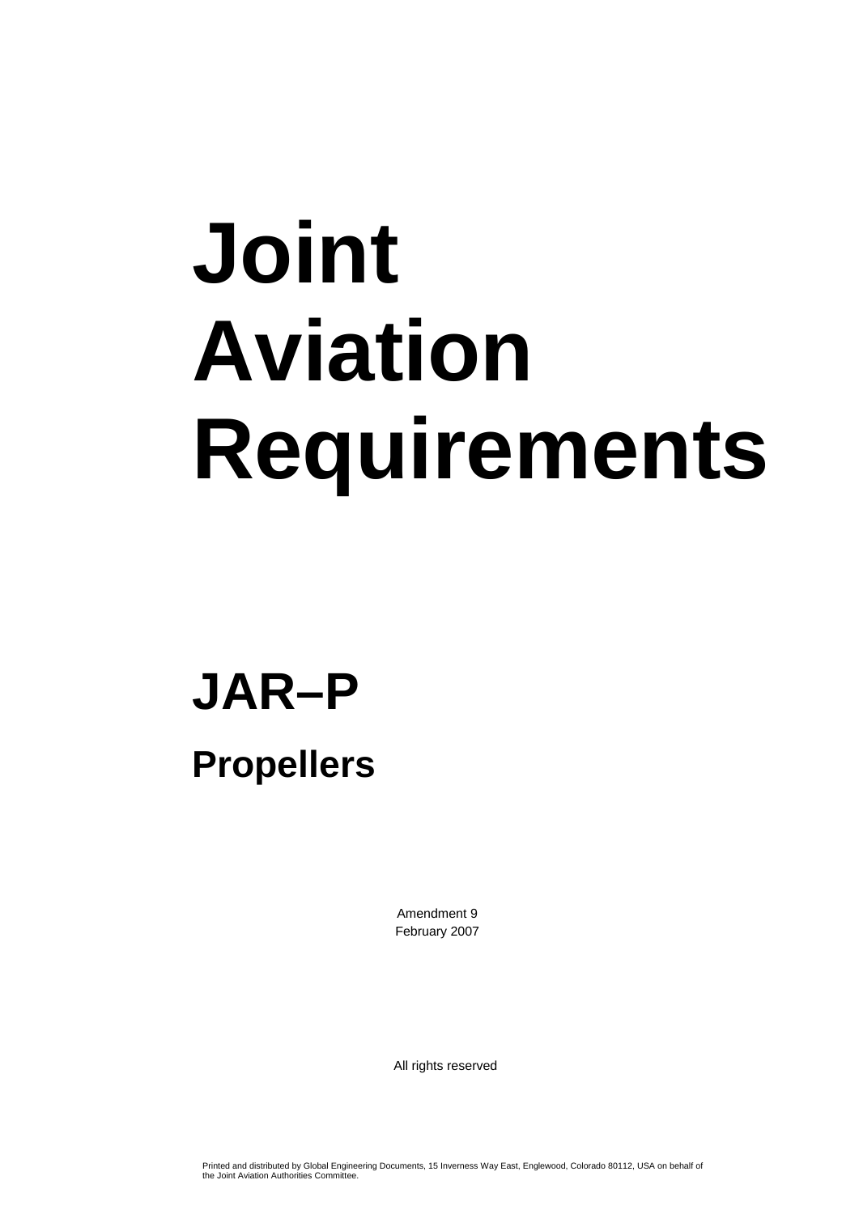# Joint Aviation Requirements

## JAR–P

### Propellers

Amendment 9
February 2007

All rights reserved

Printed and distributed by Global Engineering Documents, 15 Inverness Way East, Englewood, Colorado 80112, USA on behalf of the Joint Aviation Authorities Committee.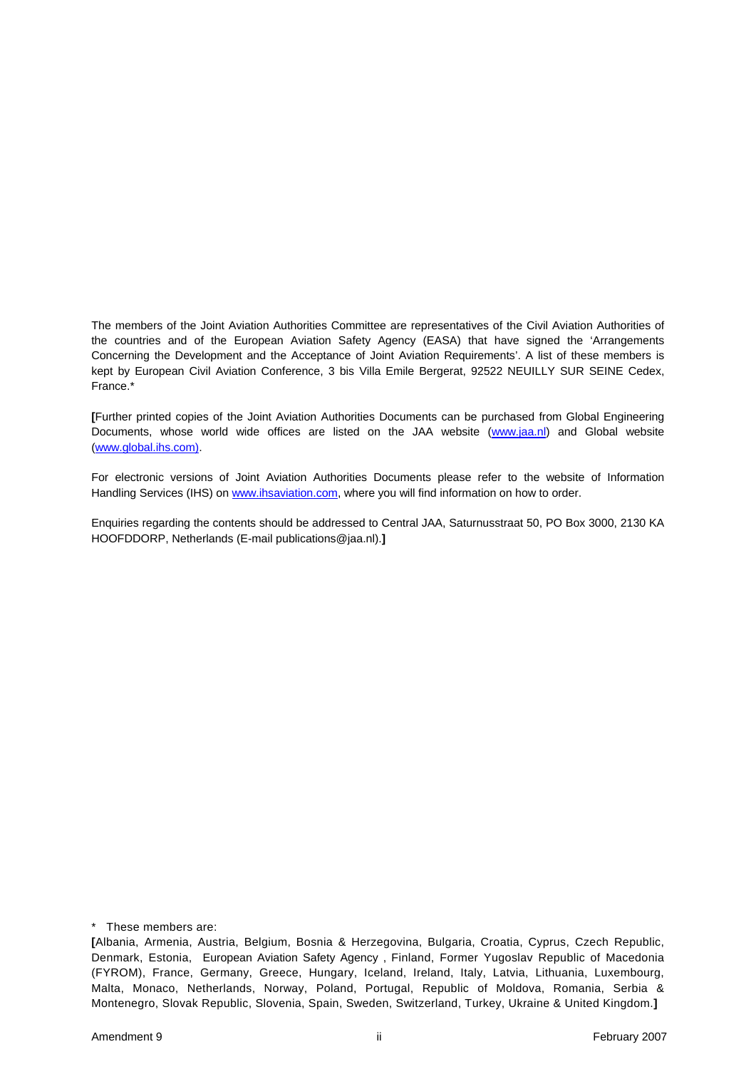The members of the Joint Aviation Authorities Committee are representatives of the Civil Aviation Authorities of the countries and of the European Aviation Safety Agency (EASA) that have signed the 'Arrangements Concerning the Development and the Acceptance of Joint Aviation Requirements'. A list of these members is kept by European Civil Aviation Conference, 3 bis Villa Emile Bergerat, 92522 NEUILLY SUR SEINE Cedex, France.*

**[**Further printed copies of the Joint Aviation Authorities Documents can be purchased from Global Engineering Documents, whose world wide offices are listed on the JAA website (www.jaa.nl) and Global website (www.global.ihs.com).

For electronic versions of Joint Aviation Authorities Documents please refer to the website of Information Handling Services (IHS) on www.ihsaviation.com, where you will find information on how to order.

Enquiries regarding the contents should be addressed to Central JAA, Saturnusstraat 50, PO Box 3000, 2130 KA HOOFDDORP, Netherlands (E-mail publications@jaa.nl).**]**

\* These members are:

**[**Albania, Armenia, Austria, Belgium, Bosnia & Herzegovina, Bulgaria, Croatia, Cyprus, Czech Republic, Denmark, Estonia, European Aviation Safety Agency , Finland, Former Yugoslav Republic of Macedonia (FYROM), France, Germany, Greece, Hungary, Iceland, Ireland, Italy, Latvia, Lithuania, Luxembourg, Malta, Monaco, Netherlands, Norway, Poland, Portugal, Republic of Moldova, Romania, Serbia & Montenegro, Slovak Republic, Slovenia, Spain, Sweden, Switzerland, Turkey, Ukraine & United Kingdom.**]**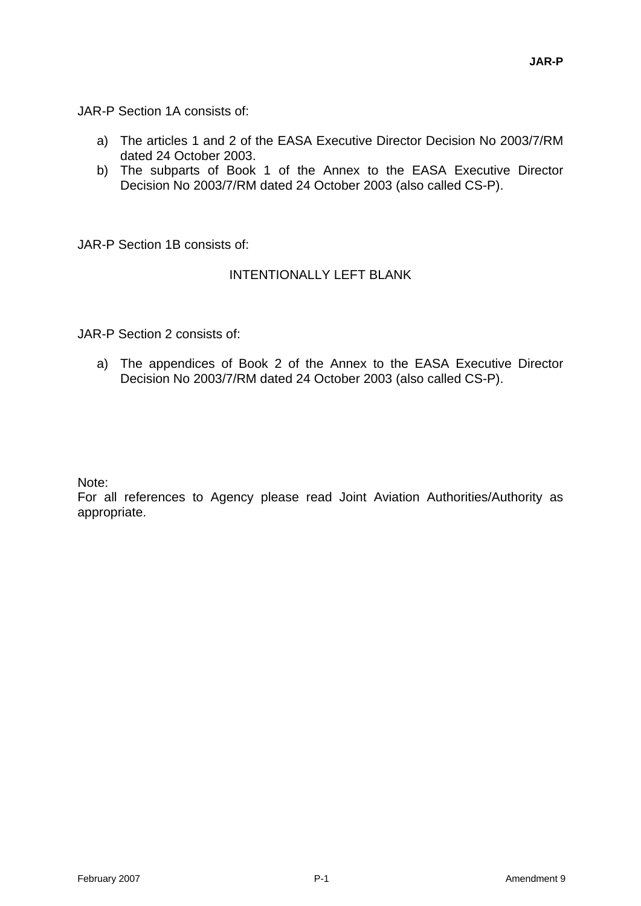JAR-P Section 1A consists of:

a) The articles 1 and 2 of the EASA Executive Director Decision No 2003/7/RM dated 24 October 2003.
b) The subparts of Book 1 of the Annex to the EASA Executive Director Decision No 2003/7/RM dated 24 October 2003 (also called CS-P).

JAR-P Section 1B consists of:

INTENTIONALLY LEFT BLANK

JAR-P Section 2 consists of:

a) The appendices of Book 2 of the Annex to the EASA Executive Director Decision No 2003/7/RM dated 24 October 2003 (also called CS-P).

Note:
For all references to Agency please read Joint Aviation Authorities/Authority as appropriate.